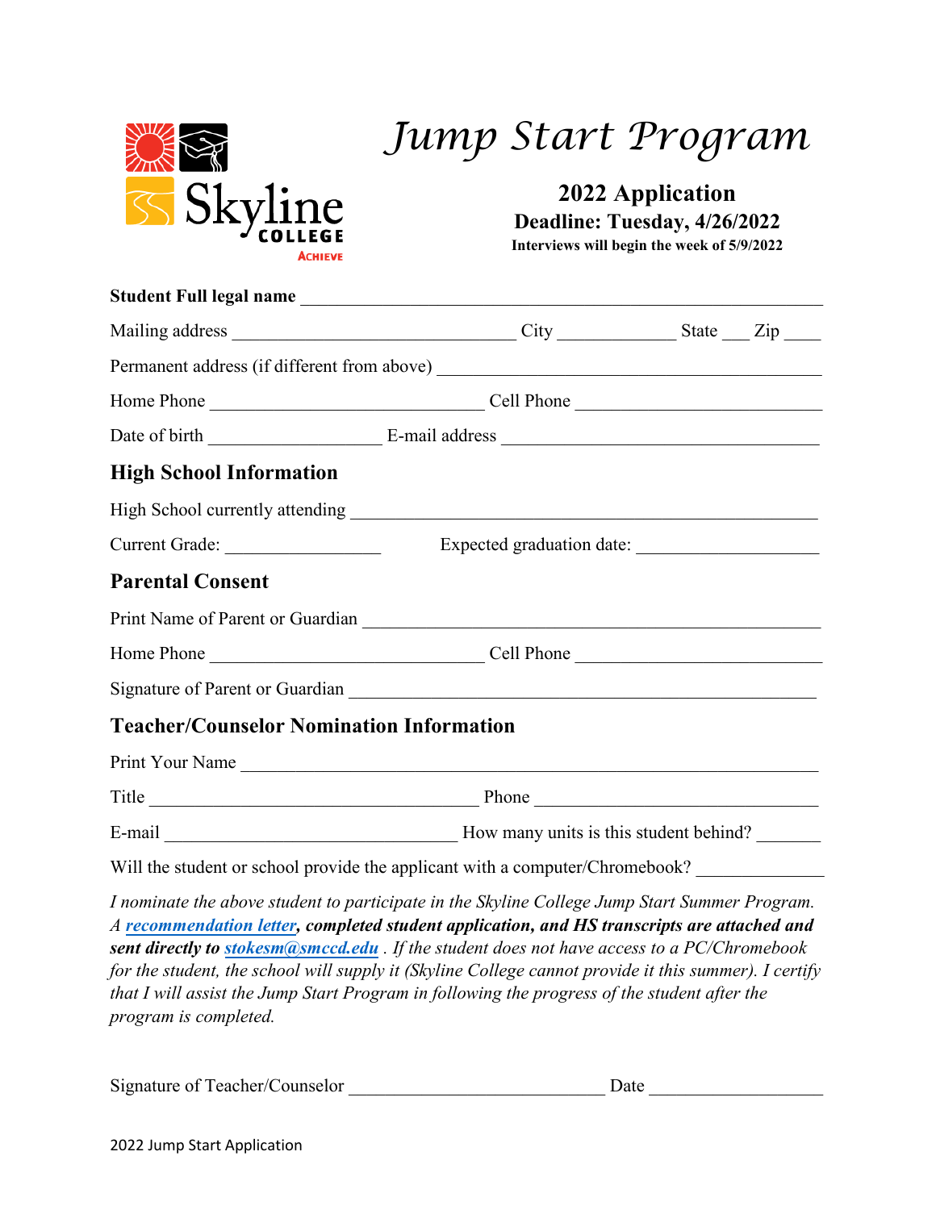Skyline College
ACHIEVE

# Jump Start Program

**2022 Application**
**Deadline: Tuesday, 4/26/2022**
**Interviews will begin the week of 5/9/2022**

**Student Full legal name** ________________________________________________

Mailing address ______________________________ City ____________ State ___ Zip ____

Permanent address (if different from above) ______________________________________

Home Phone _____________________________ Cell Phone __________________________

Date of birth __________________ E-mail address ____________________________________

## High School Information

High School currently attending ____________________________________________

Current Grade: ________________ Expected graduation date: ___________________

## Parental Consent

Print Name of Parent or Guardian ____________________________________________

Home Phone _____________________________ Cell Phone __________________________

Signature of Parent or Guardian _____________________________________________

## Teacher/Counselor Nomination Information

Print Your Name _____________________________________________________________

Title ____________________________________ Phone ______________________________

E-mail ________________________________ How many units is this student behind? _______

Will the student or school provide the applicant with a computer/Chromebook? _____________

*I nominate the above student to participate in the Skyline College Jump Start Summer Program. A* ***recommendation letter, completed student application, and HS transcripts are attached and sent directly to stokesm@smccd.edu*** *. If the student does not have access to a PC/Chromebook for the student, the school will supply it (Skyline College cannot provide it this summer). I certify that I will assist the Jump Start Program in following the progress of the student after the program is completed.*

Signature of Teacher/Counselor ___________________________ Date __________________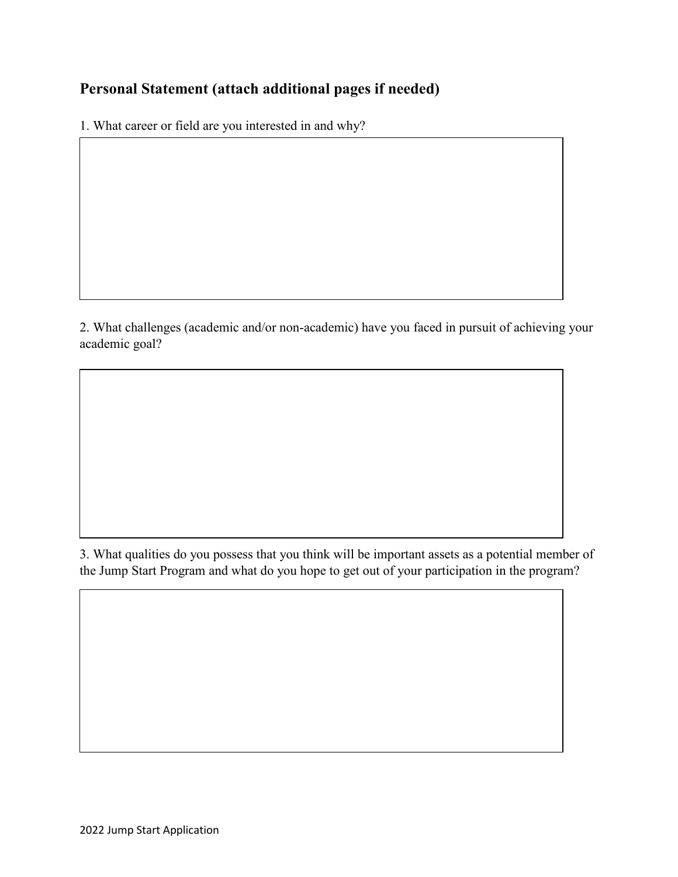## Personal Statement (attach additional pages if needed)

1. What career or field are you interested in and why?

2. What challenges (academic and/or non-academic) have you faced in pursuit of achieving your academic goal?

3. What qualities do you possess that you think will be important assets as a potential member of the Jump Start Program and what do you hope to get out of your participation in the program?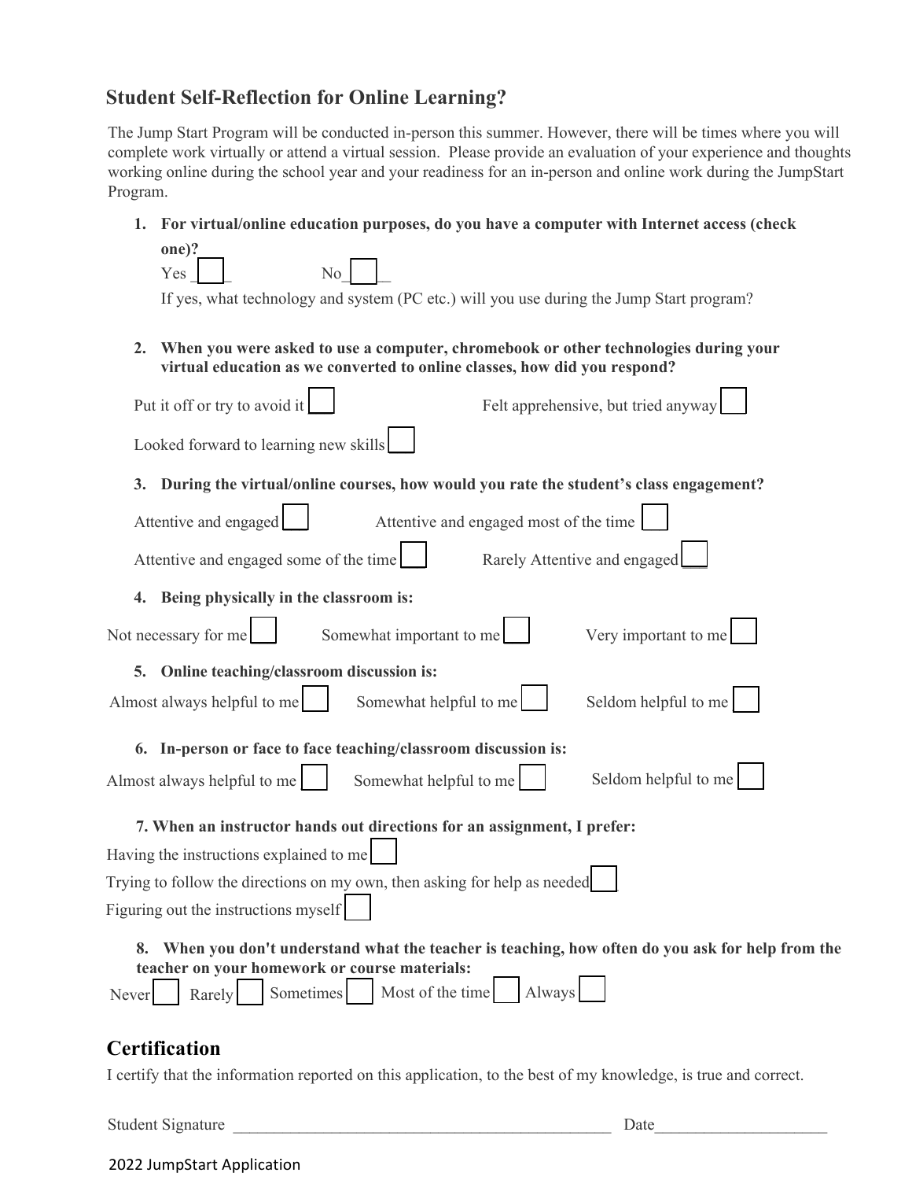## Student Self-Reflection for Online Learning?

The Jump Start Program will be conducted in-person this summer. However, there will be times where you will complete work virtually or attend a virtual session. Please provide an evaluation of your experience and thoughts working online during the school year and your readiness for an in-person and online work during the JumpStart Program.

1. **For virtual/online education purposes, do you have a computer with Internet access (check one)?**

   Yes ☐ No ☐

   If yes, what technology and system (PC etc.) will you use during the Jump Start program?

2. **When you were asked to use a computer, chromebook or other technologies during your virtual education as we converted to online classes, how did you respond?**

   Put it off or try to avoid it ☐ Felt apprehensive, but tried anyway ☐

   Looked forward to learning new skills ☐

3. **During the virtual/online courses, how would you rate the student's class engagement?**

   Attentive and engaged ☐ Attentive and engaged most of the time ☐

   Attentive and engaged some of the time ☐ Rarely Attentive and engaged ☐

4. **Being physically in the classroom is:**

   Not necessary for me ☐ Somewhat important to me ☐ Very important to me ☐

5. **Online teaching/classroom discussion is:**

   Almost always helpful to me ☐ Somewhat helpful to me ☐ Seldom helpful to me ☐

6. **In-person or face to face teaching/classroom discussion is:**

   Almost always helpful to me ☐ Somewhat helpful to me ☐ Seldom helpful to me ☐

7. **When an instructor hands out directions for an assignment, I prefer:**

   Having the instructions explained to me ☐

   Trying to follow the directions on my own, then asking for help as needed ☐

   Figuring out the instructions myself ☐

8. **When you don't understand what the teacher is teaching, how often do you ask for help from the teacher on your homework or course materials:**

   Never ☐ Rarely ☐ Sometimes ☐ Most of the time ☐ Always ☐

## Certification

I certify that the information reported on this application, to the best of my knowledge, is true and correct.

Student Signature ______________________________________________ Date____________________

2022 JumpStart Application